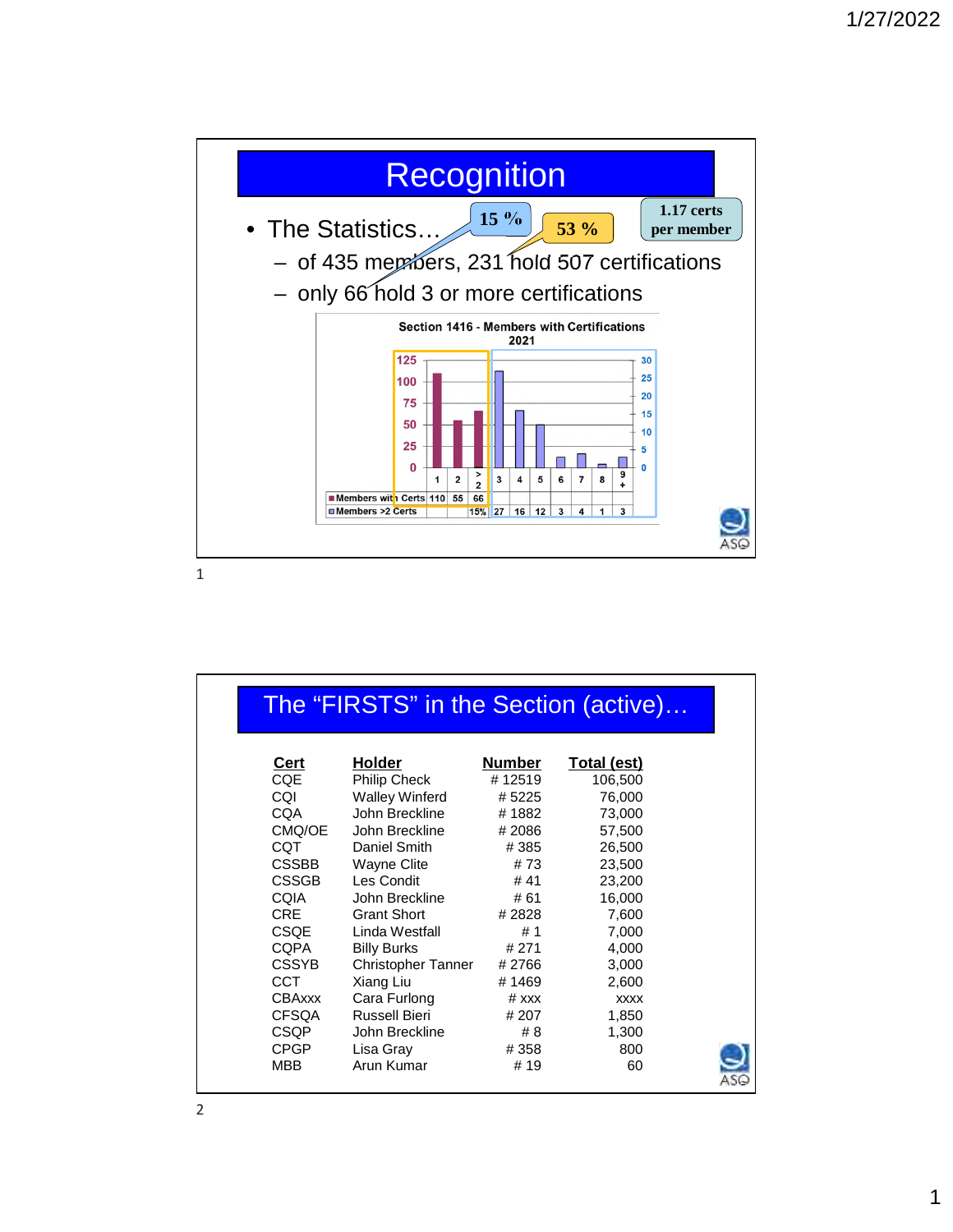# Recognition

- The Statistics…
  - of 435 members, 231 hold 507 certifications
  - only 66 hold 3 or more certifications

15 %

53 %

1.17 certs per member

**Section 1416 - Members with Certifications 2021**

| | 1 | 2 | >2 | 3 | 4 | 5 | 6 | 7 | 8 | 9+ |
|---|---|---|---|---|---|---|---|---|---|---|
| Members with Certs | 110 | 55 | 66 | | | | | | | |
| Members >2 Certs | | | 15% | 27 | 16 | 12 | 3 | 4 | 1 | 3 |

# The "FIRSTS" in the Section (active)…

| Cert | Holder | Number | Total (est) |
|---|---|---|---|
| CQE | Philip Check | # 12519 | 106,500 |
| CQI | Walley Winferd | # 5225 | 76,000 |
| CQA | John Breckline | # 1882 | 73,000 |
| CMQ/OE | John Breckline | # 2086 | 57,500 |
| CQT | Daniel Smith | # 385 | 26,500 |
| CSSBB | Wayne Clite | # 73 | 23,500 |
| CSSGB | Les Condit | # 41 | 23,200 |
| CQIA | John Breckline | # 61 | 16,000 |
| CRE | Grant Short | # 2828 | 7,600 |
| CSQE | Linda Westfall | # 1 | 7,000 |
| CQPA | Billy Burks | # 271 | 4,000 |
| CSSYB | Christopher Tanner | # 2766 | 3,000 |
| CCT | Xiang Liu | # 1469 | 2,600 |
| CBAxxx | Cara Furlong | # xxx | xxxx |
| CFSQA | Russell Bieri | # 207 | 1,850 |
| CSQP | John Breckline | # 8 | 1,300 |
| CPGP | Lisa Gray | # 358 | 800 |
| MBB | Arun Kumar | # 19 | 60 |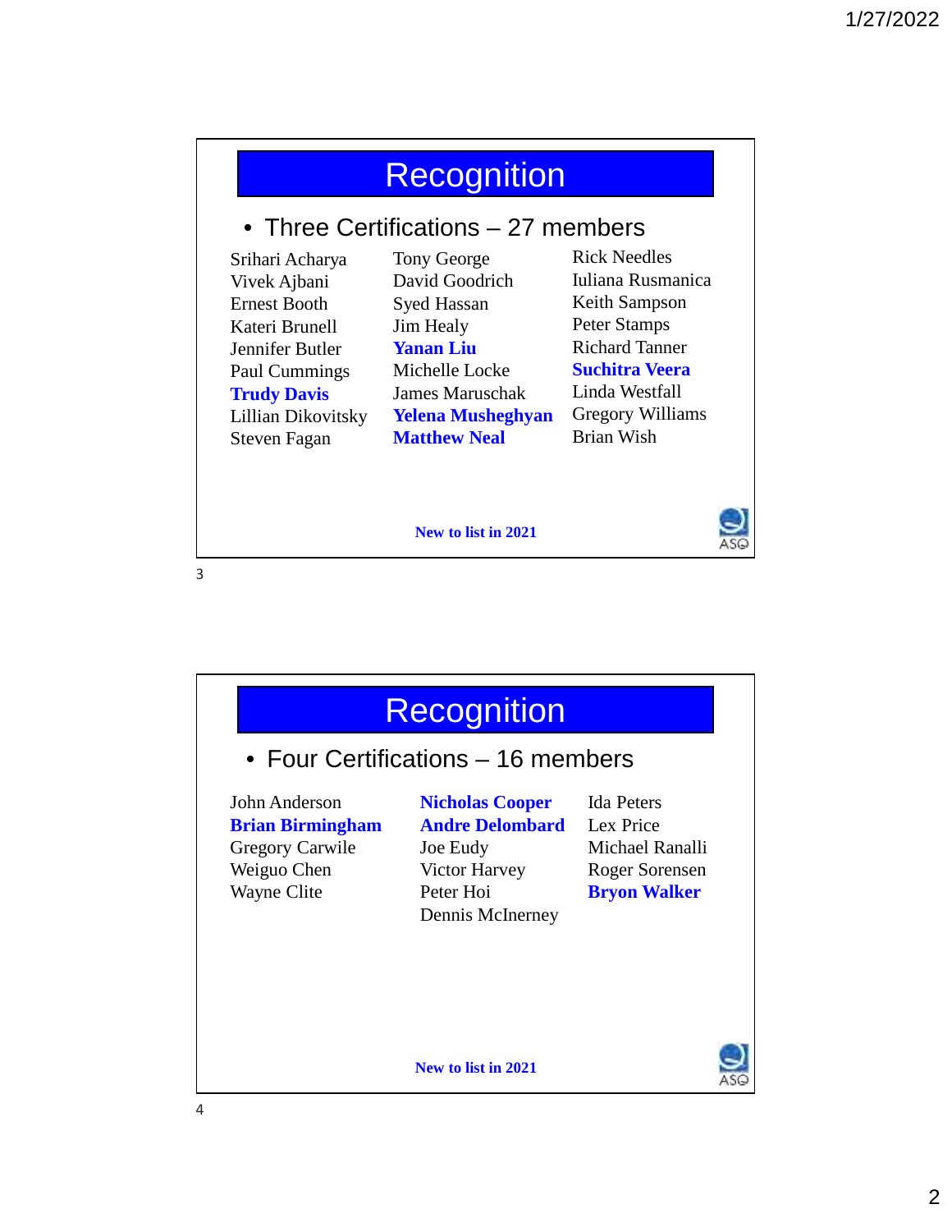# Recognition

- Three Certifications – 27 members

Srihari Acharya
Vivek Ajbani
Ernest Booth
Kateri Brunell
Jennifer Butler
Paul Cummings
**Trudy Davis**
Lillian Dikovitsky
Steven Fagan
Tony George
David Goodrich
Syed Hassan
Jim Healy
**Yanan Liu**
Michelle Locke
James Maruschak
**Yelena Musheghyan**
**Matthew Neal**
Rick Needles
Iuliana Rusmanica
Keith Sampson
Peter Stamps
Richard Tanner
**Suchitra Veera**
Linda Westfall
Gregory Williams
Brian Wish

**New to list in 2021**

# Recognition

- Four Certifications – 16 members

John Anderson
**Brian Birmingham**
Gregory Carwile
Weiguo Chen
Wayne Clite
**Nicholas Cooper**
**Andre Delombard**
Joe Eudy
Victor Harvey
Peter Hoi
Dennis McInerney
Ida Peters
Lex Price
Michael Ranalli
Roger Sorensen
**Bryon Walker**

**New to list in 2021**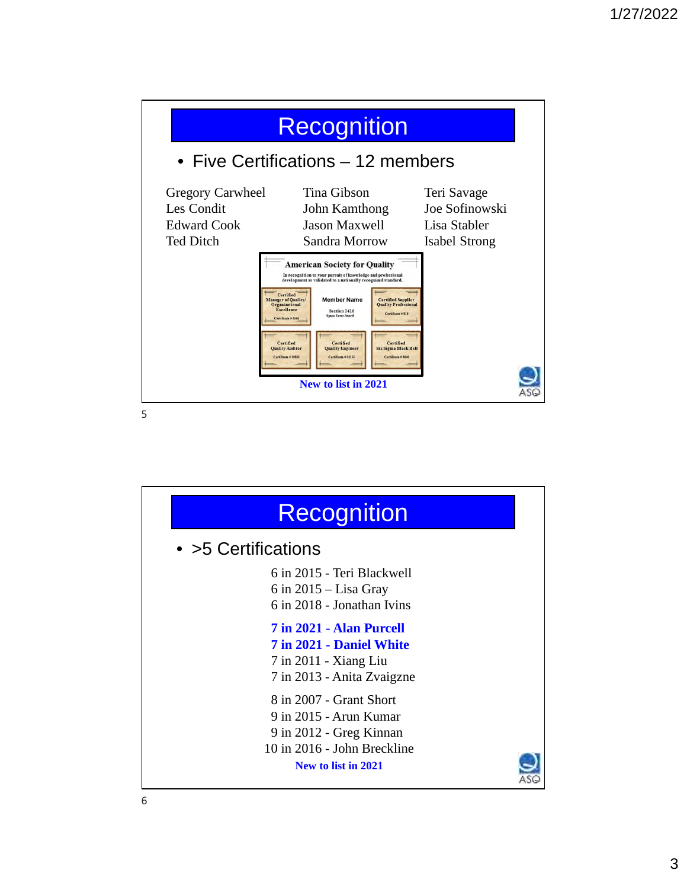# Recognition

- Five Certifications – 12 members

Gregory Carwheel
Les Condit
Edward Cook
Ted Ditch
Tina Gibson
John Kamthong
Jason Maxwell
Sandra Morrow
Teri Savage
Joe Sofinowski
Lisa Stabler
Isabel Strong

**New to list in 2021**

# Recognition

- >5 Certifications

6 in 2015 - Teri Blackwell
6 in 2015 – Lisa Gray
6 in 2018 - Jonathan Ivins

**7 in 2021 - Alan Purcell**
**7 in 2021 - Daniel White**
7 in 2011 - Xiang Liu
7 in 2013 - Anita Zvaigzne

8 in 2007 - Grant Short
9 in 2015 - Arun Kumar
9 in 2012 - Greg Kinnan
10 in 2016 - John Breckline

**New to list in 2021**